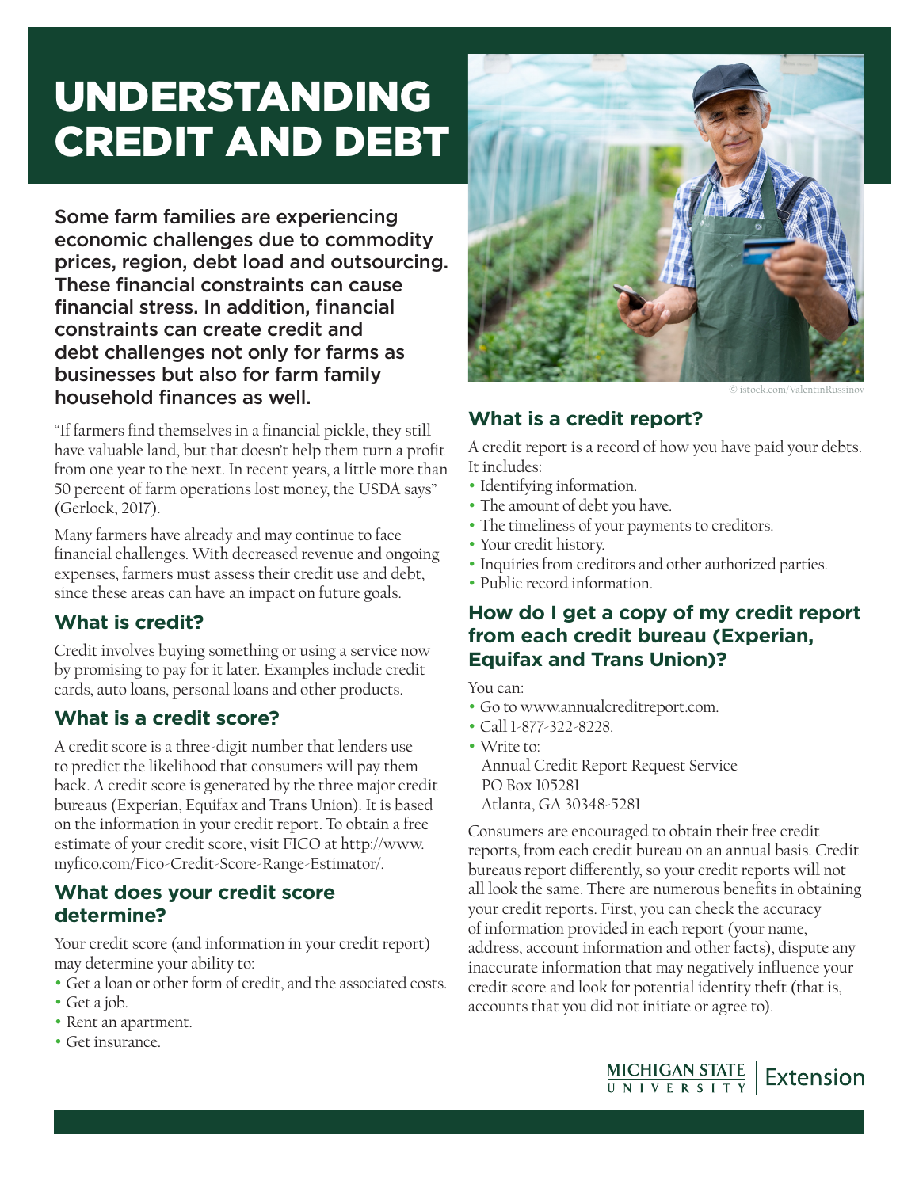# UNDERSTANDING CREDIT AND DEBT

**Some farm families are experiencing economic challenges due to commodity prices, region, debt load and outsourcing. These financial constraints can cause financial stress. In addition, financial constraints can create credit and debt challenges not only for farms as businesses but also for farm family household finances as well.**

"If farmers find themselves in a financial pickle, they still have valuable land, but that doesn't help them turn a profit from one year to the next. In recent years, a little more than 50 percent of farm operations lost money, the USDA says" (Gerlock, 2017).

Many farmers have already and may continue to face financial challenges. With decreased revenue and ongoing expenses, farmers must assess their credit use and debt, since these areas can have an impact on future goals.

## What is credit?

Credit involves buying something or using a service now by promising to pay for it later. Examples include credit cards, auto loans, personal loans and other products.

## What is a credit score?

A credit score is a three-digit number that lenders use to predict the likelihood that consumers will pay them back. A credit score is generated by the three major credit bureaus (Experian, Equifax and Trans Union). It is based on the information in your credit report. To obtain a free estimate of your credit score, visit FICO at http://www.myfico.com/Fico-Credit-Score-Range-Estimator/.

## What does your credit score determine?

Your credit score (and information in your credit report) may determine your ability to:

- Get a loan or other form of credit, and the associated costs.
- Get a job.
- Rent an apartment.
- Get insurance.

© istock.com/ValentinRussinov

## What is a credit report?

A credit report is a record of how you have paid your debts. It includes:

- Identifying information.
- The amount of debt you have.
- The timeliness of your payments to creditors.
- Your credit history.
- Inquiries from creditors and other authorized parties.
- Public record information.

## How do I get a copy of my credit report from each credit bureau (Experian, Equifax and Trans Union)?

You can:

- Go to www.annualcreditreport.com.
- Call 1-877-322-8228.
- Write to:
  Annual Credit Report Request Service
  PO Box 105281
  Atlanta, GA 30348-5281

Consumers are encouraged to obtain their free credit reports, from each credit bureau on an annual basis. Credit bureaus report differently, so your credit reports will not all look the same. There are numerous benefits in obtaining your credit reports. First, you can check the accuracy of information provided in each report (your name, address, account information and other facts), dispute any inaccurate information that may negatively influence your credit score and look for potential identity theft (that is, accounts that you did not initiate or agree to).

MICHIGAN STATE UNIVERSITY | Extension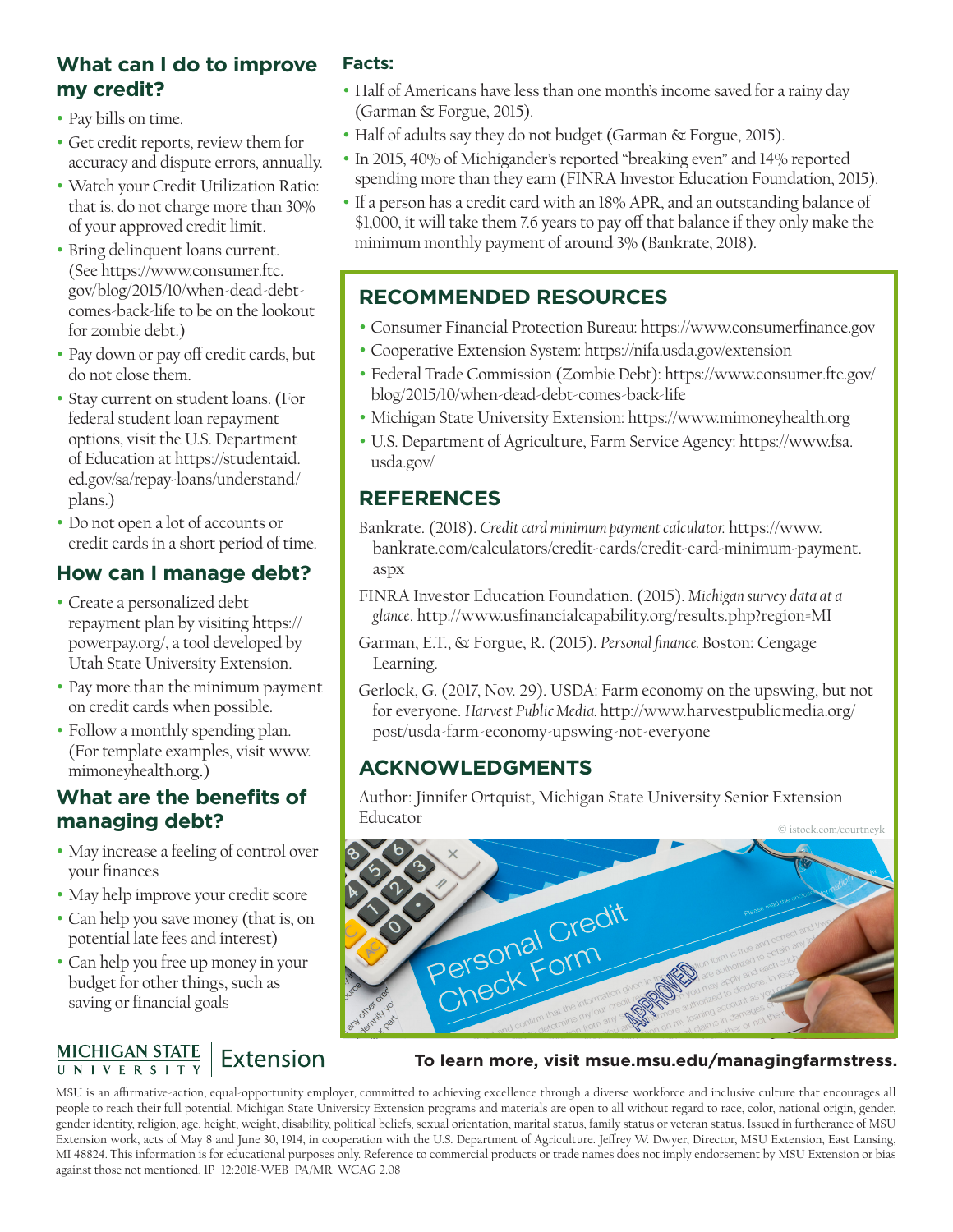## What can I do to improve my credit?

- Pay bills on time.
- Get credit reports, review them for accuracy and dispute errors, annually.
- Watch your Credit Utilization Ratio: that is, do not charge more than 30% of your approved credit limit.
- Bring delinquent loans current. (See https://www.consumer.ftc.gov/blog/2015/10/when-dead-debt-comes-back-life to be on the lookout for zombie debt.)
- Pay down or pay off credit cards, but do not close them.
- Stay current on student loans. (For federal student loan repayment options, visit the U.S. Department of Education at https://studentaid.ed.gov/sa/repay-loans/understand/plans.)
- Do not open a lot of accounts or credit cards in a short period of time.

## How can I manage debt?

- Create a personalized debt repayment plan by visiting https://powerpay.org/, a tool developed by Utah State University Extension.
- Pay more than the minimum payment on credit cards when possible.
- Follow a monthly spending plan. (For template examples, visit www.mimoneyhealth.org.)

## What are the benefits of managing debt?

- May increase a feeling of control over your finances
- May help improve your credit score
- Can help you save money (that is, on potential late fees and interest)
- Can help you free up money in your budget for other things, such as saving or financial goals

### Facts:

- Half of Americans have less than one month's income saved for a rainy day (Garman & Forgue, 2015).
- Half of adults say they do not budget (Garman & Forgue, 2015).
- In 2015, 40% of Michigander's reported "breaking even" and 14% reported spending more than they earn (FINRA Investor Education Foundation, 2015).
- If a person has a credit card with an 18% APR, and an outstanding balance of $1,000, it will take them 7.6 years to pay off that balance if they only make the minimum monthly payment of around 3% (Bankrate, 2018).

## RECOMMENDED RESOURCES

- Consumer Financial Protection Bureau: https://www.consumerfinance.gov
- Cooperative Extension System: https://nifa.usda.gov/extension
- Federal Trade Commission (Zombie Debt): https://www.consumer.ftc.gov/blog/2015/10/when-dead-debt-comes-back-life
- Michigan State University Extension: https://www.mimoneyhealth.org
- U.S. Department of Agriculture, Farm Service Agency: https://www.fsa.usda.gov/

## REFERENCES

Bankrate. (2018). *Credit card minimum payment calculator.* https://www.bankrate.com/calculators/credit-cards/credit-card-minimum-payment.aspx

FINRA Investor Education Foundation. (2015). *Michigan survey data at a glance*. http://www.usfinancialcapability.org/results.php?region=MI

Garman, E.T., & Forgue, R. (2015). *Personal finance.* Boston: Cengage Learning.

Gerlock, G. (2017, Nov. 29). USDA: Farm economy on the upswing, but not for everyone. *Harvest Public Media.* http://www.harvestpublicmedia.org/post/usda-farm-economy-upswing-not-everyone

## ACKNOWLEDGMENTS

Author: Jinnifer Ortquist, Michigan State University Senior Extension Educator

© istock.com/courtneyk

MICHIGAN STATE UNIVERSITY | Extension

**To learn more, visit msue.msu.edu/managingfarmstress.**

MSU is an affirmative-action, equal-opportunity employer, committed to achieving excellence through a diverse workforce and inclusive culture that encourages all people to reach their full potential. Michigan State University Extension programs and materials are open to all without regard to race, color, national origin, gender, gender identity, religion, age, height, weight, disability, political beliefs, sexual orientation, marital status, family status or veteran status. Issued in furtherance of MSU Extension work, acts of May 8 and June 30, 1914, in cooperation with the U.S. Department of Agriculture. Jeffrey W. Dwyer, Director, MSU Extension, East Lansing, MI 48824. This information is for educational purposes only. Reference to commercial products or trade names does not imply endorsement by MSU Extension or bias against those not mentioned. 1P–12:2018-WEB–PA/MR WCAG 2.08